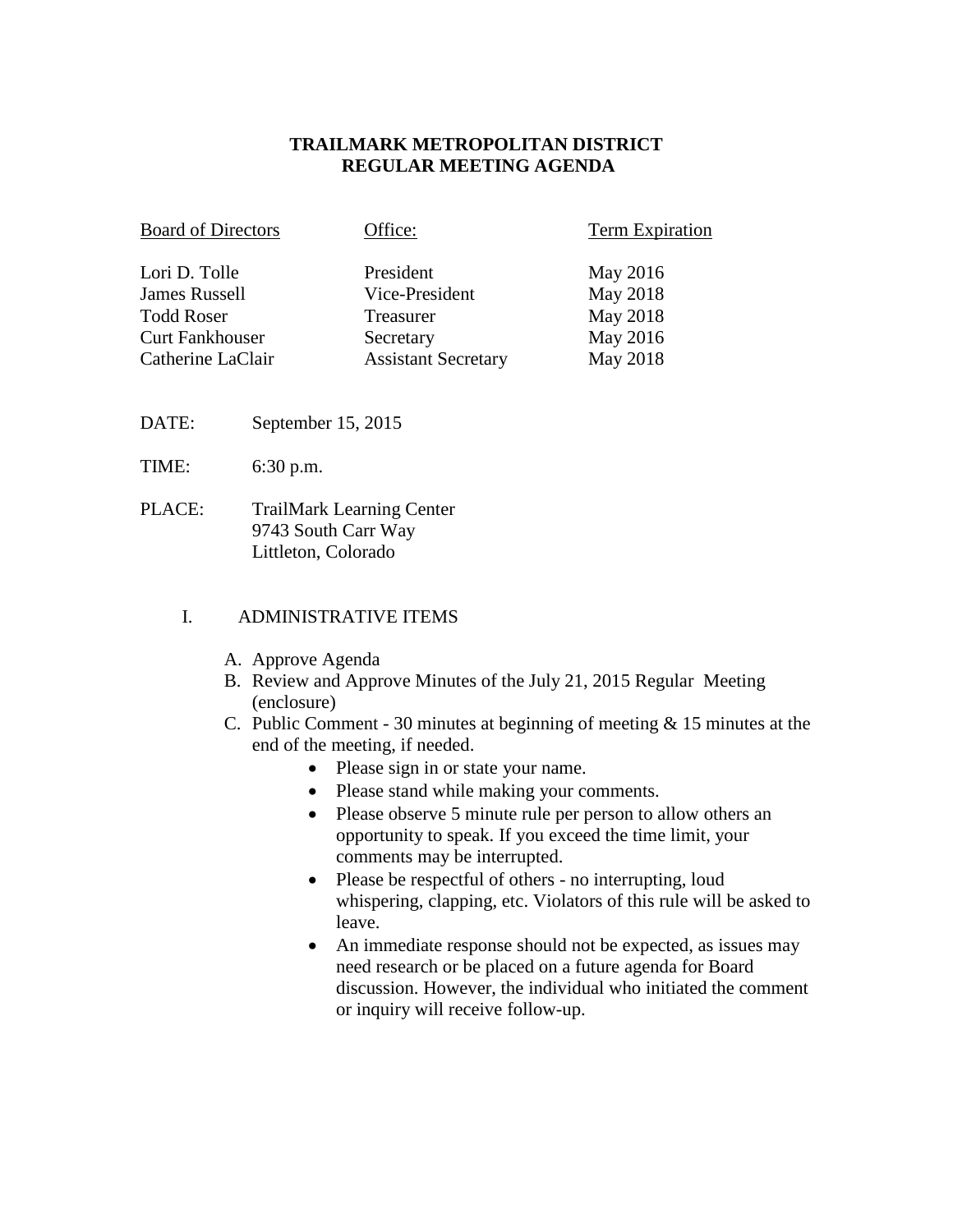# TRAILMARK METROPOLITAN DISTRICT
# REGULAR MEETING AGENDA

| Board of Directors | Office: | Term Expiration |
|---|---|---|
| Lori D. Tolle | President | May 2016 |
| James Russell | Vice-President | May 2018 |
| Todd Roser | Treasurer | May 2018 |
| Curt Fankhouser | Secretary | May 2016 |
| Catherine LaClair | Assistant Secretary | May 2018 |

DATE: September 15, 2015

TIME: 6:30 p.m.

PLACE: TrailMark Learning Center
9743 South Carr Way
Littleton, Colorado

I. ADMINISTRATIVE ITEMS

A. Approve Agenda
B. Review and Approve Minutes of the July 21, 2015 Regular Meeting (enclosure)
C. Public Comment - 30 minutes at beginning of meeting & 15 minutes at the end of the meeting, if needed.
   - Please sign in or state your name.
   - Please stand while making your comments.
   - Please observe 5 minute rule per person to allow others an opportunity to speak. If you exceed the time limit, your comments may be interrupted.
   - Please be respectful of others - no interrupting, loud whispering, clapping, etc. Violators of this rule will be asked to leave.
   - An immediate response should not be expected, as issues may need research or be placed on a future agenda for Board discussion. However, the individual who initiated the comment or inquiry will receive follow-up.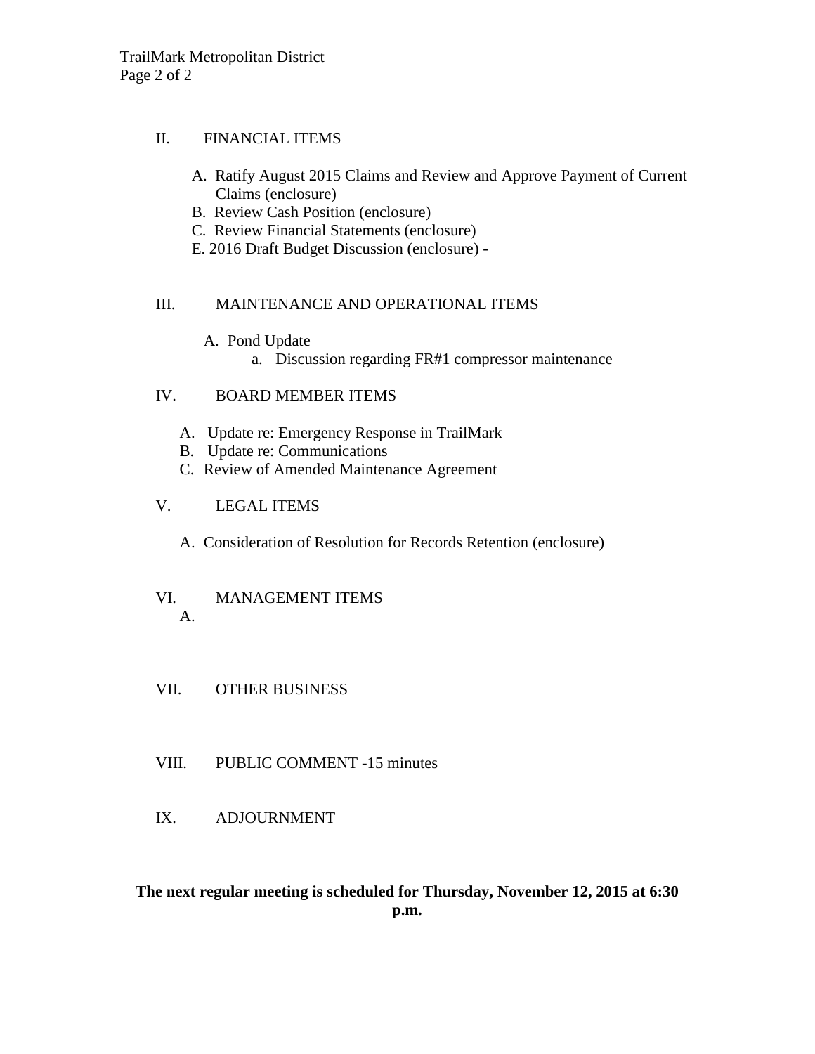II. FINANCIAL ITEMS

A. Ratify August 2015 Claims and Review and Approve Payment of Current Claims (enclosure)
B. Review Cash Position (enclosure)
C. Review Financial Statements (enclosure)
E. 2016 Draft Budget Discussion (enclosure) -

III. MAINTENANCE AND OPERATIONAL ITEMS

A. Pond Update
   a. Discussion regarding FR#1 compressor maintenance

IV. BOARD MEMBER ITEMS

A. Update re: Emergency Response in TrailMark
B. Update re: Communications
C. Review of Amended Maintenance Agreement

V. LEGAL ITEMS

A. Consideration of Resolution for Records Retention (enclosure)

VI. MANAGEMENT ITEMS

A.

VII. OTHER BUSINESS

VIII. PUBLIC COMMENT -15 minutes

IX. ADJOURNMENT

**The next regular meeting is scheduled for Thursday, November 12, 2015 at 6:30 p.m.**